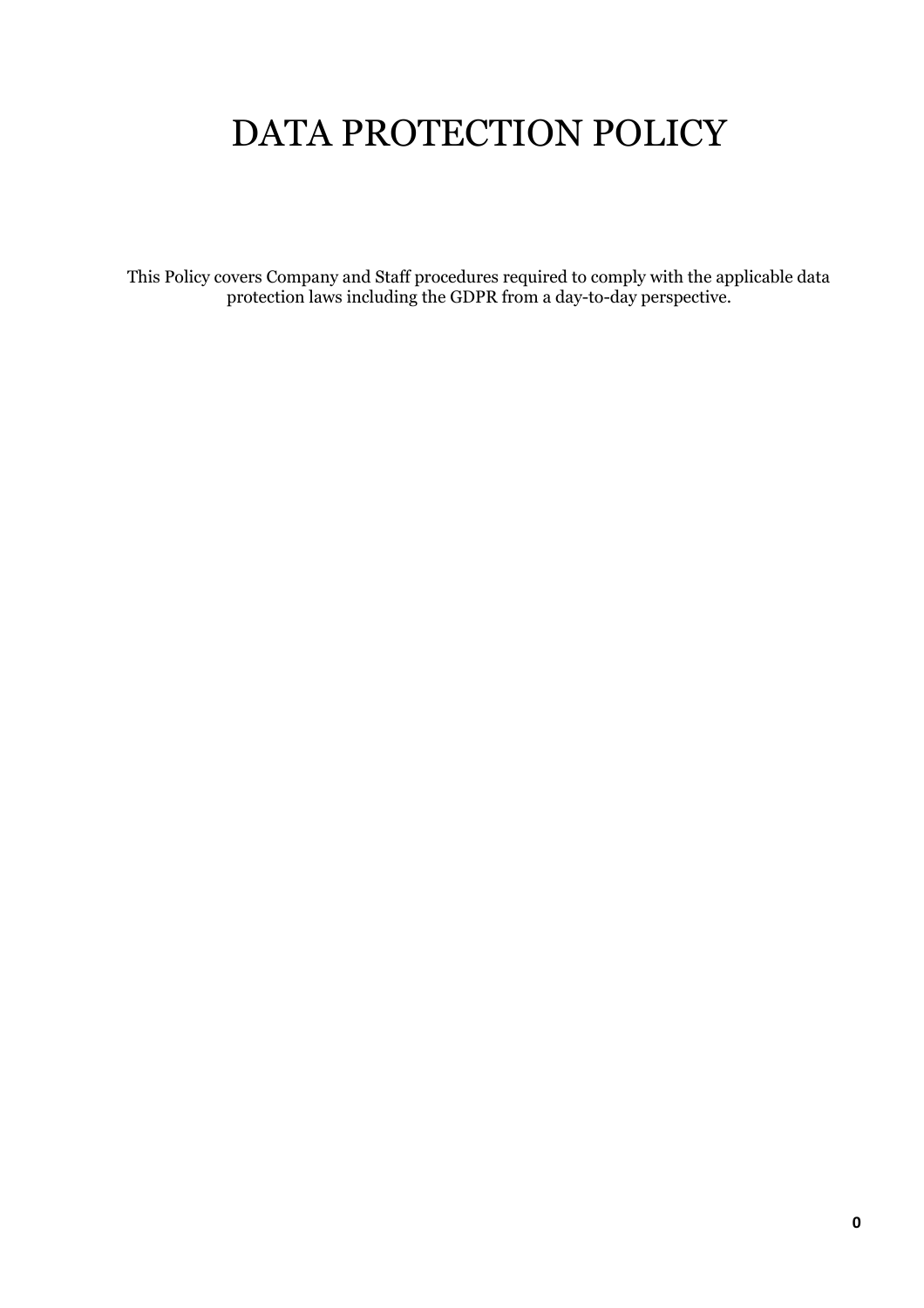# DATA PROTECTION POLICY

This Policy covers Company and Staff procedures required to comply with the applicable data protection laws including the GDPR from a day-to-day perspective.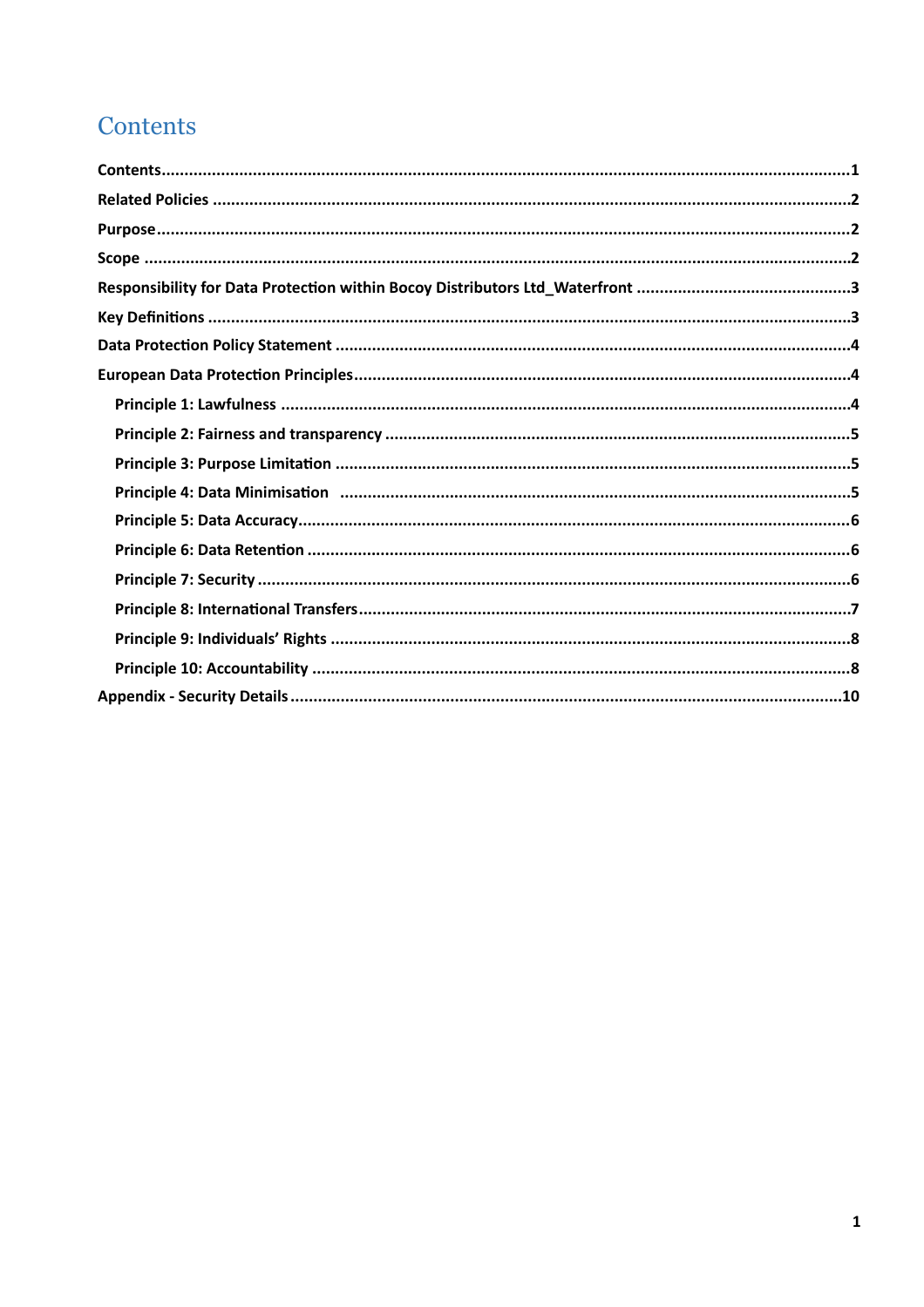# Contents

- **Contents** ........................................................................................................ **1**
- **Related Policies** ........................................................................................................ **2**
- **Purpose** ........................................................................................................ **2**
- **Scope** ........................................................................................................ **2**
- **Responsibility for Data Protection within Bocoy Distributors Ltd_Waterfront** ........................................ **3**
- **Key Definitions** ........................................................................................................ **3**
- **Data Protection Policy Statement** ........................................................................................................ **4**
- **European Data Protection Principles** ........................................................................................................ **4**
  - **Principle 1: Lawfulness** ........................................................................................................ **4**
  - **Principle 2: Fairness and transparency** ........................................................................................................ **5**
  - **Principle 3: Purpose Limitation** ........................................................................................................ **5**
  - **Principle 4: Data Minimisation** ........................................................................................................ **5**
  - **Principle 5: Data Accuracy** ........................................................................................................ **6**
  - **Principle 6: Data Retention** ........................................................................................................ **6**
  - **Principle 7: Security** ........................................................................................................ **6**
  - **Principle 8: International Transfers** ........................................................................................................ **7**
  - **Principle 9: Individuals' Rights** ........................................................................................................ **8**
  - **Principle 10: Accountability** ........................................................................................................ **8**
- **Appendix - Security Details** ........................................................................................................ **10**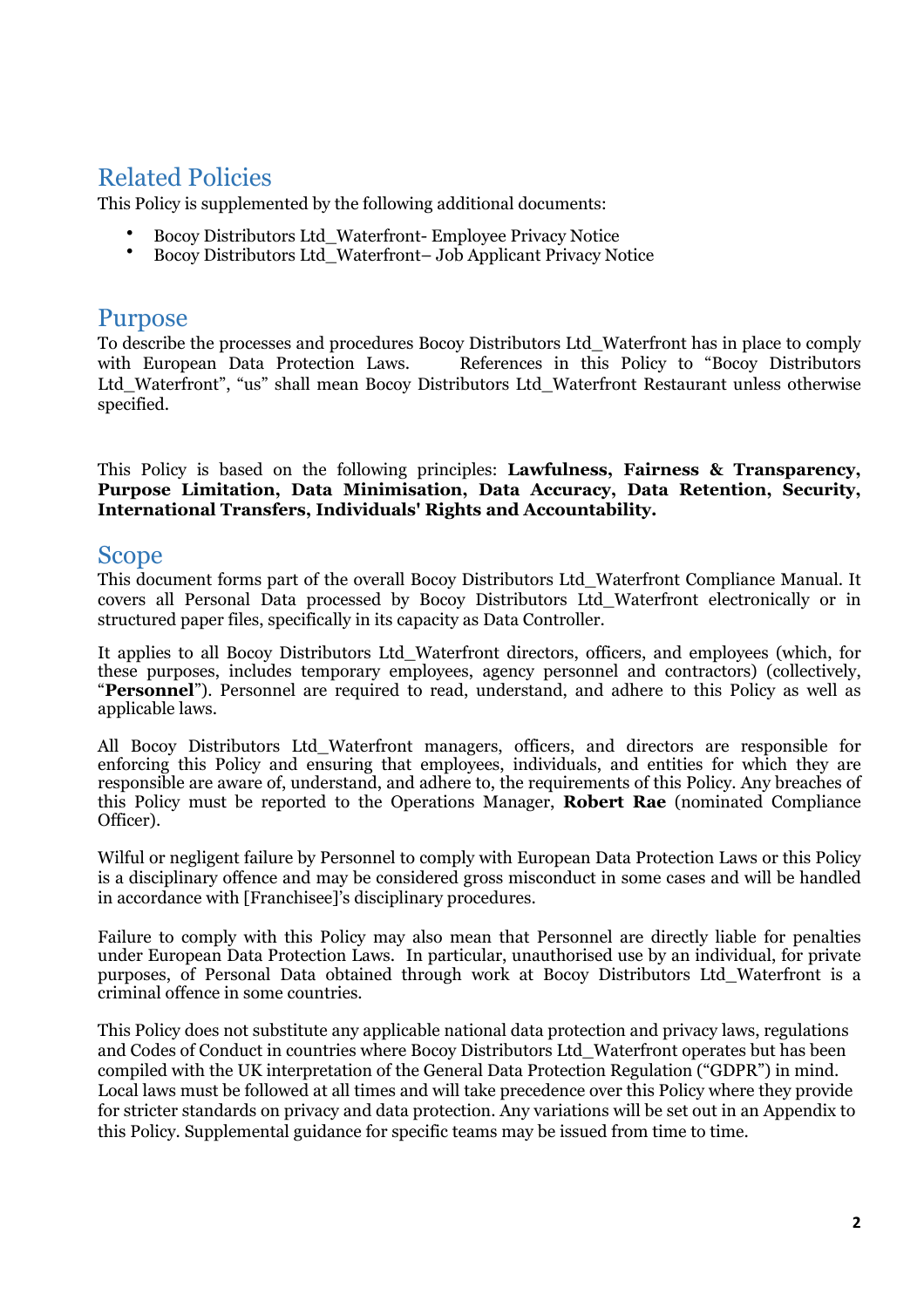## Related Policies

This Policy is supplemented by the following additional documents:

- Bocoy Distributors Ltd_Waterfront- Employee Privacy Notice
- Bocoy Distributors Ltd_Waterfront– Job Applicant Privacy Notice

## Purpose

To describe the processes and procedures Bocoy Distributors Ltd_Waterfront has in place to comply with European Data Protection Laws. References in this Policy to "Bocoy Distributors Ltd_Waterfront", "us" shall mean Bocoy Distributors Ltd_Waterfront Restaurant unless otherwise specified.

This Policy is based on the following principles: **Lawfulness, Fairness & Transparency, Purpose Limitation, Data Minimisation, Data Accuracy, Data Retention, Security, International Transfers, Individuals' Rights and Accountability.**

## Scope

This document forms part of the overall Bocoy Distributors Ltd_Waterfront Compliance Manual. It covers all Personal Data processed by Bocoy Distributors Ltd_Waterfront electronically or in structured paper files, specifically in its capacity as Data Controller.

It applies to all Bocoy Distributors Ltd_Waterfront directors, officers, and employees (which, for these purposes, includes temporary employees, agency personnel and contractors) (collectively, "**Personnel**"). Personnel are required to read, understand, and adhere to this Policy as well as applicable laws.

All Bocoy Distributors Ltd_Waterfront managers, officers, and directors are responsible for enforcing this Policy and ensuring that employees, individuals, and entities for which they are responsible are aware of, understand, and adhere to, the requirements of this Policy. Any breaches of this Policy must be reported to the Operations Manager, **Robert Rae** (nominated Compliance Officer).

Wilful or negligent failure by Personnel to comply with European Data Protection Laws or this Policy is a disciplinary offence and may be considered gross misconduct in some cases and will be handled in accordance with [Franchisee]'s disciplinary procedures.

Failure to comply with this Policy may also mean that Personnel are directly liable for penalties under European Data Protection Laws. In particular, unauthorised use by an individual, for private purposes, of Personal Data obtained through work at Bocoy Distributors Ltd_Waterfront is a criminal offence in some countries.

This Policy does not substitute any applicable national data protection and privacy laws, regulations and Codes of Conduct in countries where Bocoy Distributors Ltd_Waterfront operates but has been compiled with the UK interpretation of the General Data Protection Regulation ("GDPR") in mind. Local laws must be followed at all times and will take precedence over this Policy where they provide for stricter standards on privacy and data protection. Any variations will be set out in an Appendix to this Policy. Supplemental guidance for specific teams may be issued from time to time.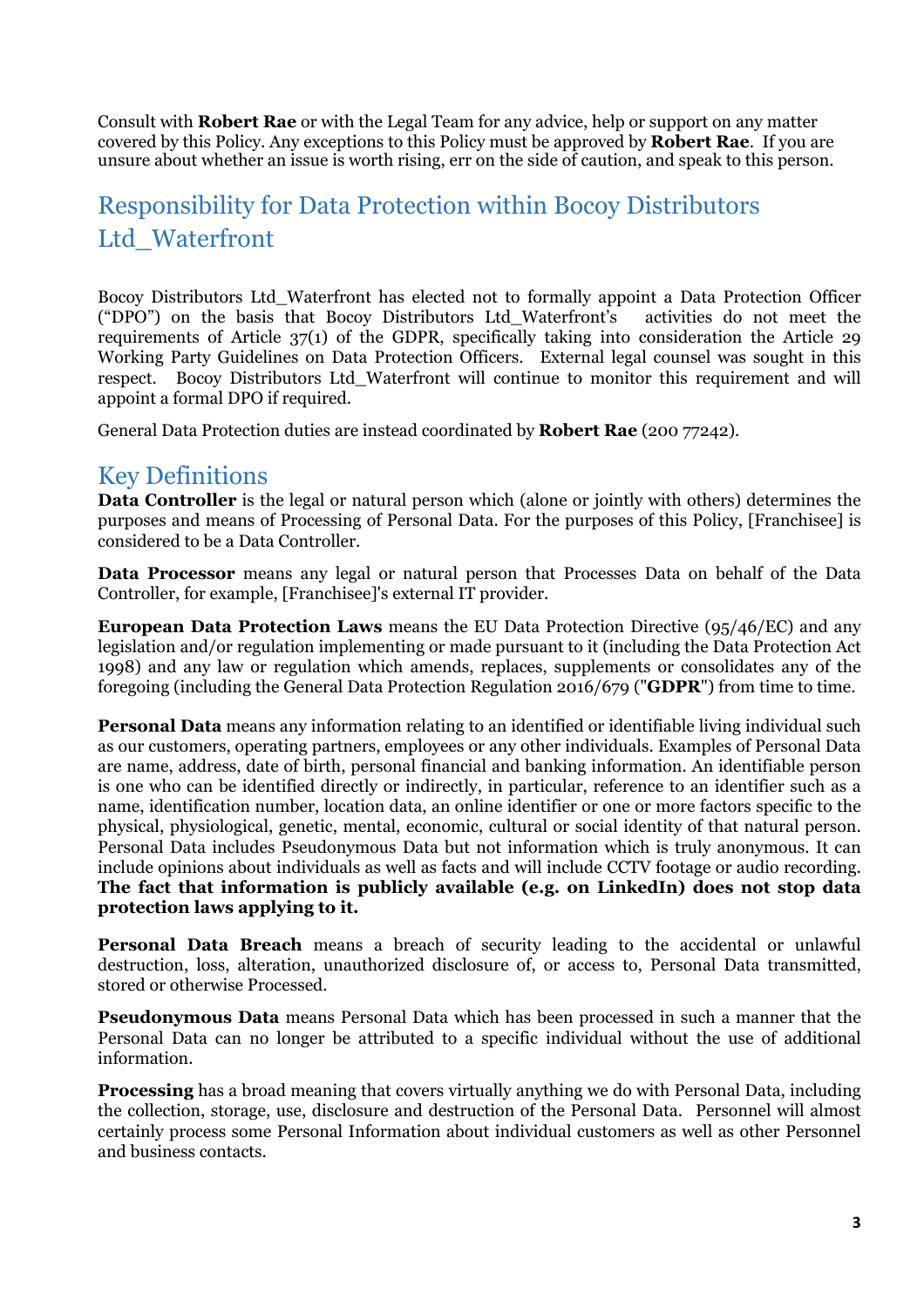Consult with **Robert Rae** or with the Legal Team for any advice, help or support on any matter covered by this Policy. Any exceptions to this Policy must be approved by **Robert Rae**. If you are unsure about whether an issue is worth rising, err on the side of caution, and speak to this person.

## Responsibility for Data Protection within Bocoy Distributors Ltd_Waterfront

Bocoy Distributors Ltd_Waterfront has elected not to formally appoint a Data Protection Officer ("DPO") on the basis that Bocoy Distributors Ltd_Waterfront's activities do not meet the requirements of Article 37(1) of the GDPR, specifically taking into consideration the Article 29 Working Party Guidelines on Data Protection Officers. External legal counsel was sought in this respect. Bocoy Distributors Ltd_Waterfront will continue to monitor this requirement and will appoint a formal DPO if required.

General Data Protection duties are instead coordinated by **Robert Rae** (200 77242).

## Key Definitions

**Data Controller** is the legal or natural person which (alone or jointly with others) determines the purposes and means of Processing of Personal Data. For the purposes of this Policy, [Franchisee] is considered to be a Data Controller.

**Data Processor** means any legal or natural person that Processes Data on behalf of the Data Controller, for example, [Franchisee]'s external IT provider.

**European Data Protection Laws** means the EU Data Protection Directive (95/46/EC) and any legislation and/or regulation implementing or made pursuant to it (including the Data Protection Act 1998) and any law or regulation which amends, replaces, supplements or consolidates any of the foregoing (including the General Data Protection Regulation 2016/679 ("**GDPR**") from time to time.

**Personal Data** means any information relating to an identified or identifiable living individual such as our customers, operating partners, employees or any other individuals. Examples of Personal Data are name, address, date of birth, personal financial and banking information. An identifiable person is one who can be identified directly or indirectly, in particular, reference to an identifier such as a name, identification number, location data, an online identifier or one or more factors specific to the physical, physiological, genetic, mental, economic, cultural or social identity of that natural person. Personal Data includes Pseudonymous Data but not information which is truly anonymous. It can include opinions about individuals as well as facts and will include CCTV footage or audio recording. **The fact that information is publicly available (e.g. on LinkedIn) does not stop data protection laws applying to it.**

**Personal Data Breach** means a breach of security leading to the accidental or unlawful destruction, loss, alteration, unauthorized disclosure of, or access to, Personal Data transmitted, stored or otherwise Processed.

**Pseudonymous Data** means Personal Data which has been processed in such a manner that the Personal Data can no longer be attributed to a specific individual without the use of additional information.

**Processing** has a broad meaning that covers virtually anything we do with Personal Data, including the collection, storage, use, disclosure and destruction of the Personal Data. Personnel will almost certainly process some Personal Information about individual customers as well as other Personnel and business contacts.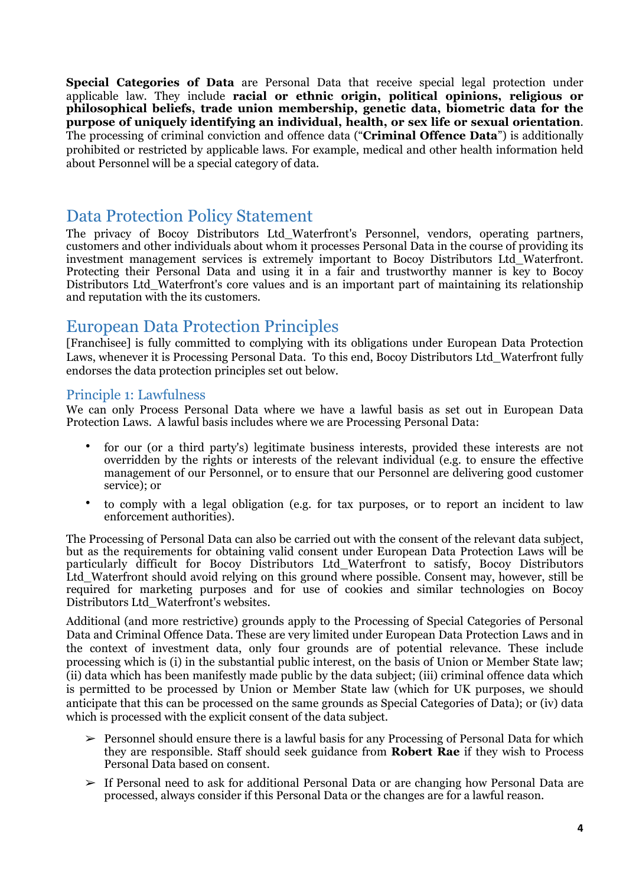**Special Categories of Data** are Personal Data that receive special legal protection under applicable law. They include **racial or ethnic origin, political opinions, religious or philosophical beliefs, trade union membership, genetic data, biometric data for the purpose of uniquely identifying an individual, health, or sex life or sexual orientation**. The processing of criminal conviction and offence data ("**Criminal Offence Data**") is additionally prohibited or restricted by applicable laws. For example, medical and other health information held about Personnel will be a special category of data.

## Data Protection Policy Statement

The privacy of Bocoy Distributors Ltd_Waterfront's Personnel, vendors, operating partners, customers and other individuals about whom it processes Personal Data in the course of providing its investment management services is extremely important to Bocoy Distributors Ltd_Waterfront. Protecting their Personal Data and using it in a fair and trustworthy manner is key to Bocoy Distributors Ltd_Waterfront's core values and is an important part of maintaining its relationship and reputation with the its customers.

## European Data Protection Principles

[Franchisee] is fully committed to complying with its obligations under European Data Protection Laws, whenever it is Processing Personal Data. To this end, Bocoy Distributors Ltd_Waterfront fully endorses the data protection principles set out below.

### Principle 1: Lawfulness

We can only Process Personal Data where we have a lawful basis as set out in European Data Protection Laws. A lawful basis includes where we are Processing Personal Data:

- for our (or a third party's) legitimate business interests, provided these interests are not overridden by the rights or interests of the relevant individual (e.g. to ensure the effective management of our Personnel, or to ensure that our Personnel are delivering good customer service); or
- to comply with a legal obligation (e.g. for tax purposes, or to report an incident to law enforcement authorities).

The Processing of Personal Data can also be carried out with the consent of the relevant data subject, but as the requirements for obtaining valid consent under European Data Protection Laws will be particularly difficult for Bocoy Distributors Ltd_Waterfront to satisfy, Bocoy Distributors Ltd_Waterfront should avoid relying on this ground where possible. Consent may, however, still be required for marketing purposes and for use of cookies and similar technologies on Bocoy Distributors Ltd_Waterfront's websites.

Additional (and more restrictive) grounds apply to the Processing of Special Categories of Personal Data and Criminal Offence Data. These are very limited under European Data Protection Laws and in the context of investment data, only four grounds are of potential relevance. These include processing which is (i) in the substantial public interest, on the basis of Union or Member State law; (ii) data which has been manifestly made public by the data subject; (iii) criminal offence data which is permitted to be processed by Union or Member State law (which for UK purposes, we should anticipate that this can be processed on the same grounds as Special Categories of Data); or (iv) data which is processed with the explicit consent of the data subject.

- ➢ Personnel should ensure there is a lawful basis for any Processing of Personal Data for which they are responsible. Staff should seek guidance from **Robert Rae** if they wish to Process Personal Data based on consent.
- ➢ If Personal need to ask for additional Personal Data or are changing how Personal Data are processed, always consider if this Personal Data or the changes are for a lawful reason.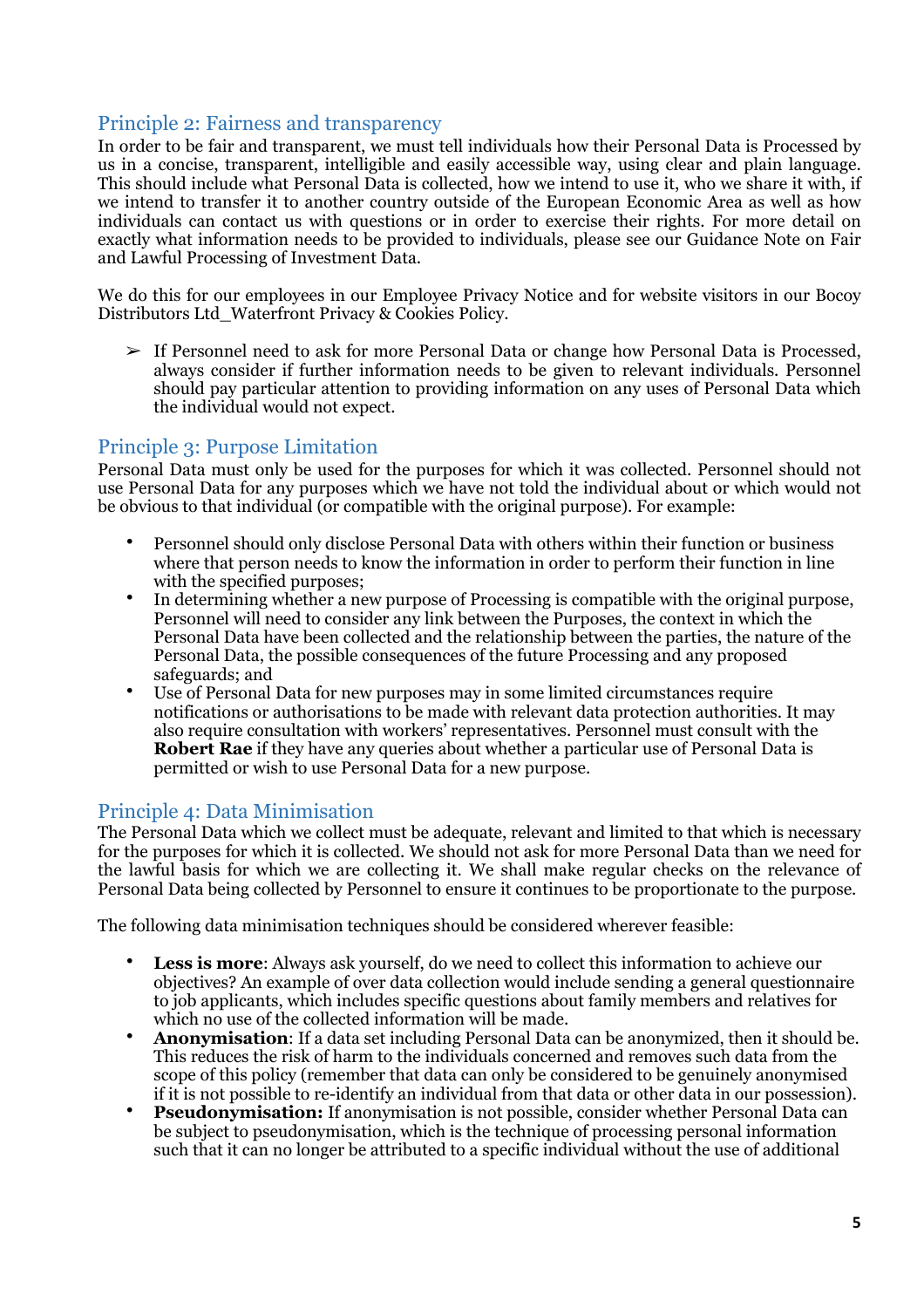## Principle 2: Fairness and transparency

In order to be fair and transparent, we must tell individuals how their Personal Data is Processed by us in a concise, transparent, intelligible and easily accessible way, using clear and plain language. This should include what Personal Data is collected, how we intend to use it, who we share it with, if we intend to transfer it to another country outside of the European Economic Area as well as how individuals can contact us with questions or in order to exercise their rights. For more detail on exactly what information needs to be provided to individuals, please see our Guidance Note on Fair and Lawful Processing of Investment Data.

We do this for our employees in our Employee Privacy Notice and for website visitors in our Bocoy Distributors Ltd_Waterfront Privacy & Cookies Policy.

- ➢ If Personnel need to ask for more Personal Data or change how Personal Data is Processed, always consider if further information needs to be given to relevant individuals. Personnel should pay particular attention to providing information on any uses of Personal Data which the individual would not expect.

## Principle 3: Purpose Limitation

Personal Data must only be used for the purposes for which it was collected. Personnel should not use Personal Data for any purposes which we have not told the individual about or which would not be obvious to that individual (or compatible with the original purpose). For example:

- Personnel should only disclose Personal Data with others within their function or business where that person needs to know the information in order to perform their function in line with the specified purposes;
- In determining whether a new purpose of Processing is compatible with the original purpose, Personnel will need to consider any link between the Purposes, the context in which the Personal Data have been collected and the relationship between the parties, the nature of the Personal Data, the possible consequences of the future Processing and any proposed safeguards; and
- Use of Personal Data for new purposes may in some limited circumstances require notifications or authorisations to be made with relevant data protection authorities. It may also require consultation with workers' representatives. Personnel must consult with the **Robert Rae** if they have any queries about whether a particular use of Personal Data is permitted or wish to use Personal Data for a new purpose.

## Principle 4: Data Minimisation

The Personal Data which we collect must be adequate, relevant and limited to that which is necessary for the purposes for which it is collected. We should not ask for more Personal Data than we need for the lawful basis for which we are collecting it. We shall make regular checks on the relevance of Personal Data being collected by Personnel to ensure it continues to be proportionate to the purpose.

The following data minimisation techniques should be considered wherever feasible:

- **Less is more**: Always ask yourself, do we need to collect this information to achieve our objectives? An example of over data collection would include sending a general questionnaire to job applicants, which includes specific questions about family members and relatives for which no use of the collected information will be made.
- **Anonymisation**: If a data set including Personal Data can be anonymized, then it should be. This reduces the risk of harm to the individuals concerned and removes such data from the scope of this policy (remember that data can only be considered to be genuinely anonymised if it is not possible to re-identify an individual from that data or other data in our possession).
- **Pseudonymisation:** If anonymisation is not possible, consider whether Personal Data can be subject to pseudonymisation, which is the technique of processing personal information such that it can no longer be attributed to a specific individual without the use of additional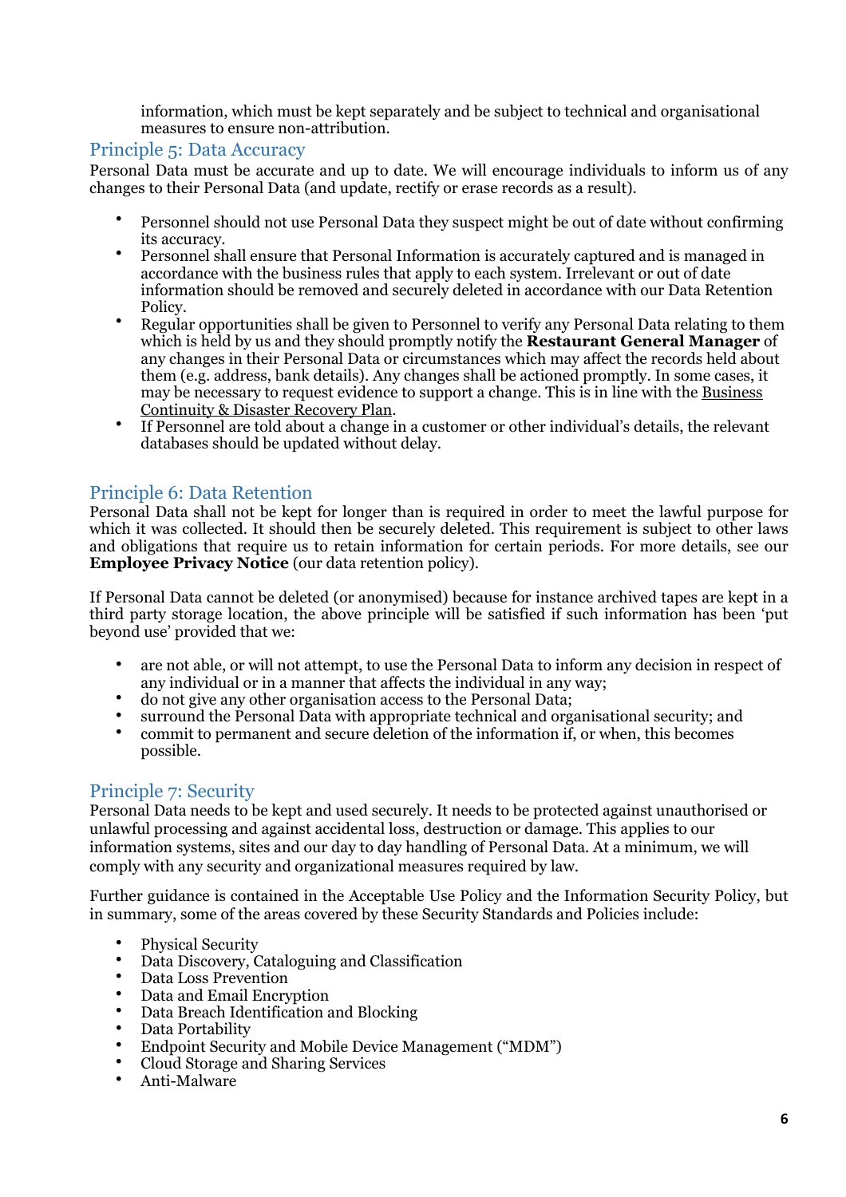information, which must be kept separately and be subject to technical and organisational measures to ensure non-attribution.

## Principle 5: Data Accuracy

Personal Data must be accurate and up to date. We will encourage individuals to inform us of any changes to their Personal Data (and update, rectify or erase records as a result).

- Personnel should not use Personal Data they suspect might be out of date without confirming its accuracy.
- Personnel shall ensure that Personal Information is accurately captured and is managed in accordance with the business rules that apply to each system. Irrelevant or out of date information should be removed and securely deleted in accordance with our Data Retention Policy.
- Regular opportunities shall be given to Personnel to verify any Personal Data relating to them which is held by us and they should promptly notify the **Restaurant General Manager** of any changes in their Personal Data or circumstances which may affect the records held about them (e.g. address, bank details). Any changes shall be actioned promptly. In some cases, it may be necessary to request evidence to support a change. This is in line with the Business Continuity & Disaster Recovery Plan.
- If Personnel are told about a change in a customer or other individual's details, the relevant databases should be updated without delay.

## Principle 6: Data Retention

Personal Data shall not be kept for longer than is required in order to meet the lawful purpose for which it was collected. It should then be securely deleted. This requirement is subject to other laws and obligations that require us to retain information for certain periods. For more details, see our **Employee Privacy Notice** (our data retention policy).

If Personal Data cannot be deleted (or anonymised) because for instance archived tapes are kept in a third party storage location, the above principle will be satisfied if such information has been 'put beyond use' provided that we:

- are not able, or will not attempt, to use the Personal Data to inform any decision in respect of any individual or in a manner that affects the individual in any way;
- do not give any other organisation access to the Personal Data;
- surround the Personal Data with appropriate technical and organisational security; and
- commit to permanent and secure deletion of the information if, or when, this becomes possible.

## Principle 7: Security

Personal Data needs to be kept and used securely. It needs to be protected against unauthorised or unlawful processing and against accidental loss, destruction or damage. This applies to our information systems, sites and our day to day handling of Personal Data. At a minimum, we will comply with any security and organizational measures required by law.

Further guidance is contained in the Acceptable Use Policy and the Information Security Policy, but in summary, some of the areas covered by these Security Standards and Policies include:

- Physical Security
- Data Discovery, Cataloguing and Classification
- Data Loss Prevention
- Data and Email Encryption
- Data Breach Identification and Blocking
- Data Portability
- Endpoint Security and Mobile Device Management ("MDM")
- Cloud Storage and Sharing Services
- Anti-Malware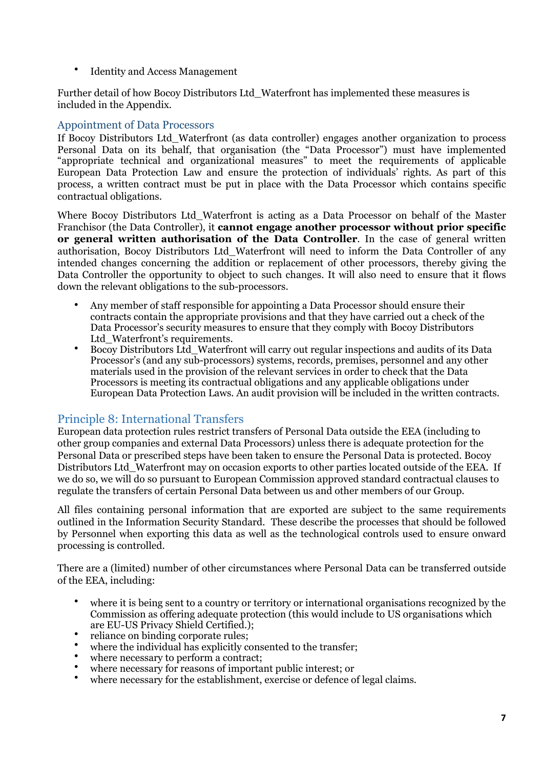- Identity and Access Management

Further detail of how Bocoy Distributors Ltd_Waterfront has implemented these measures is included in the Appendix.

### Appointment of Data Processors

If Bocoy Distributors Ltd_Waterfront (as data controller) engages another organization to process Personal Data on its behalf, that organisation (the "Data Processor") must have implemented "appropriate technical and organizational measures" to meet the requirements of applicable European Data Protection Law and ensure the protection of individuals' rights. As part of this process, a written contract must be put in place with the Data Processor which contains specific contractual obligations.

Where Bocoy Distributors Ltd_Waterfront is acting as a Data Processor on behalf of the Master Franchisor (the Data Controller), it **cannot engage another processor without prior specific or general written authorisation of the Data Controller**. In the case of general written authorisation, Bocoy Distributors Ltd_Waterfront will need to inform the Data Controller of any intended changes concerning the addition or replacement of other processors, thereby giving the Data Controller the opportunity to object to such changes. It will also need to ensure that it flows down the relevant obligations to the sub-processors.

- Any member of staff responsible for appointing a Data Processor should ensure their contracts contain the appropriate provisions and that they have carried out a check of the Data Processor's security measures to ensure that they comply with Bocoy Distributors Ltd_Waterfront's requirements.
- Bocoy Distributors Ltd_Waterfront will carry out regular inspections and audits of its Data Processor's (and any sub-processors) systems, records, premises, personnel and any other materials used in the provision of the relevant services in order to check that the Data Processors is meeting its contractual obligations and any applicable obligations under European Data Protection Laws. An audit provision will be included in the written contracts.

## Principle 8: International Transfers

European data protection rules restrict transfers of Personal Data outside the EEA (including to other group companies and external Data Processors) unless there is adequate protection for the Personal Data or prescribed steps have been taken to ensure the Personal Data is protected. Bocoy Distributors Ltd_Waterfront may on occasion exports to other parties located outside of the EEA. If we do so, we will do so pursuant to European Commission approved standard contractual clauses to regulate the transfers of certain Personal Data between us and other members of our Group.

All files containing personal information that are exported are subject to the same requirements outlined in the Information Security Standard. These describe the processes that should be followed by Personnel when exporting this data as well as the technological controls used to ensure onward processing is controlled.

There are a (limited) number of other circumstances where Personal Data can be transferred outside of the EEA, including:

- where it is being sent to a country or territory or international organisations recognized by the Commission as offering adequate protection (this would include to US organisations which are EU-US Privacy Shield Certified.);
- reliance on binding corporate rules;
- where the individual has explicitly consented to the transfer;
- where necessary to perform a contract;
- where necessary for reasons of important public interest; or
- where necessary for the establishment, exercise or defence of legal claims.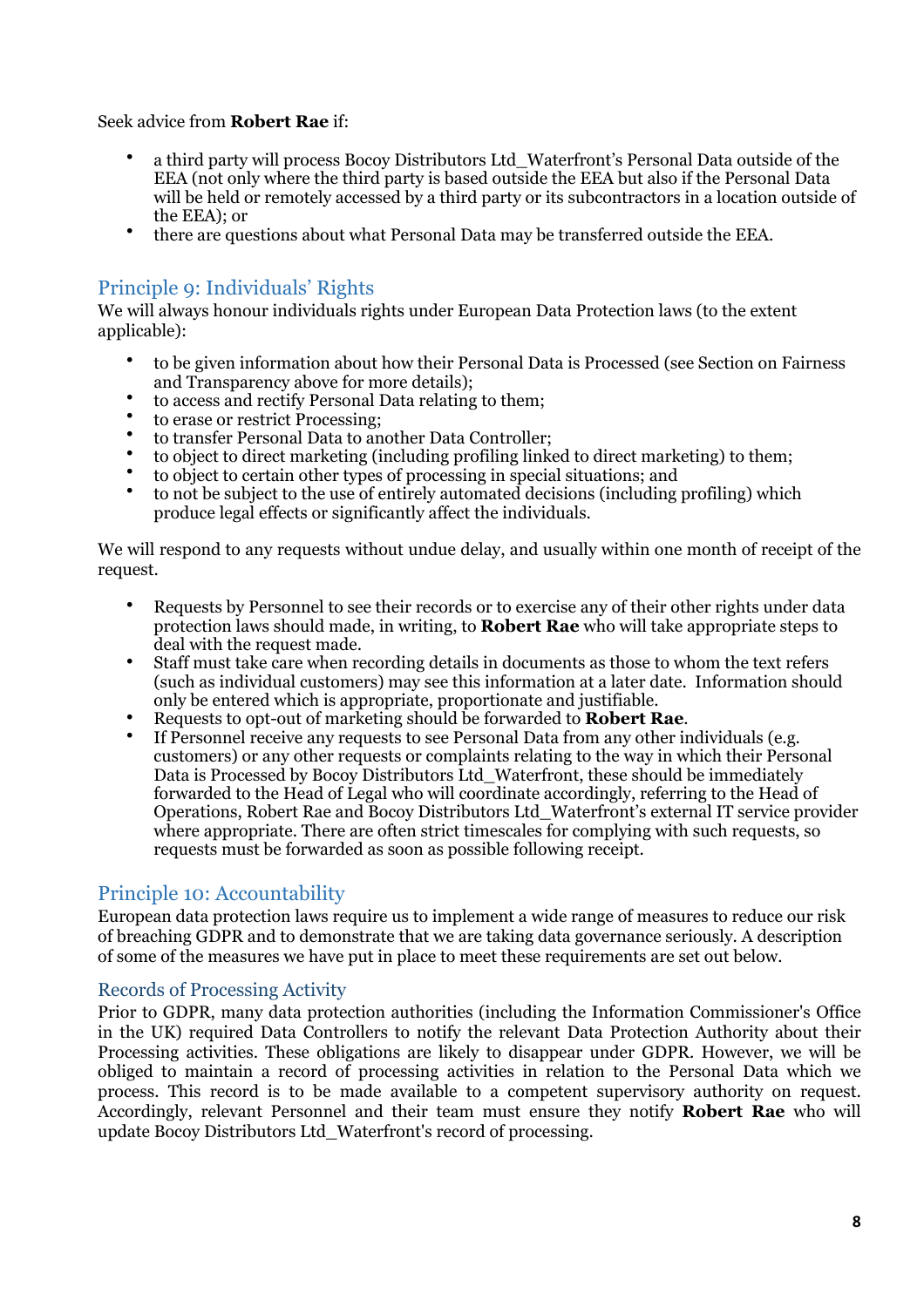Seek advice from **Robert Rae** if:

- a third party will process Bocoy Distributors Ltd_Waterfront's Personal Data outside of the EEA (not only where the third party is based outside the EEA but also if the Personal Data will be held or remotely accessed by a third party or its subcontractors in a location outside of the EEA); or
- there are questions about what Personal Data may be transferred outside the EEA.

## Principle 9: Individuals' Rights

We will always honour individuals rights under European Data Protection laws (to the extent applicable):

- to be given information about how their Personal Data is Processed (see Section on Fairness and Transparency above for more details);
- to access and rectify Personal Data relating to them;
- to erase or restrict Processing;
- to transfer Personal Data to another Data Controller;
- to object to direct marketing (including profiling linked to direct marketing) to them;
- to object to certain other types of processing in special situations; and
- to not be subject to the use of entirely automated decisions (including profiling) which produce legal effects or significantly affect the individuals.

We will respond to any requests without undue delay, and usually within one month of receipt of the request.

- Requests by Personnel to see their records or to exercise any of their other rights under data protection laws should made, in writing, to **Robert Rae** who will take appropriate steps to deal with the request made.
- Staff must take care when recording details in documents as those to whom the text refers (such as individual customers) may see this information at a later date. Information should only be entered which is appropriate, proportionate and justifiable.
- Requests to opt-out of marketing should be forwarded to **Robert Rae**.
- If Personnel receive any requests to see Personal Data from any other individuals (e.g. customers) or any other requests or complaints relating to the way in which their Personal Data is Processed by Bocoy Distributors Ltd_Waterfront, these should be immediately forwarded to the Head of Legal who will coordinate accordingly, referring to the Head of Operations, Robert Rae and Bocoy Distributors Ltd_Waterfront's external IT service provider where appropriate. There are often strict timescales for complying with such requests, so requests must be forwarded as soon as possible following receipt.

## Principle 10: Accountability

European data protection laws require us to implement a wide range of measures to reduce our risk of breaching GDPR and to demonstrate that we are taking data governance seriously. A description of some of the measures we have put in place to meet these requirements are set out below.

### Records of Processing Activity

Prior to GDPR, many data protection authorities (including the Information Commissioner's Office in the UK) required Data Controllers to notify the relevant Data Protection Authority about their Processing activities. These obligations are likely to disappear under GDPR. However, we will be obliged to maintain a record of processing activities in relation to the Personal Data which we process. This record is to be made available to a competent supervisory authority on request. Accordingly, relevant Personnel and their team must ensure they notify **Robert Rae** who will update Bocoy Distributors Ltd_Waterfront's record of processing.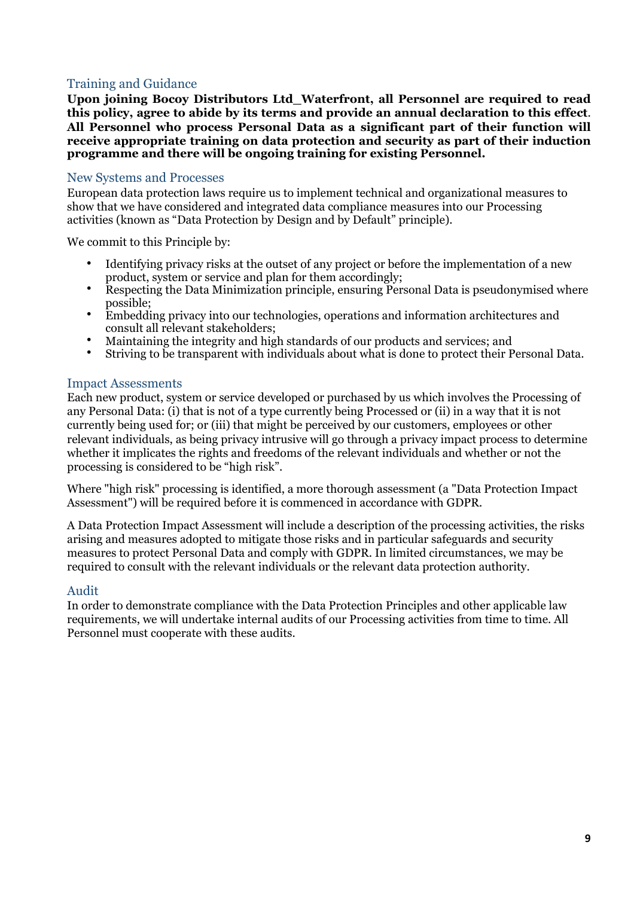## Training and Guidance

**Upon joining Bocoy Distributors Ltd_Waterfront, all Personnel are required to read this policy, agree to abide by its terms and provide an annual declaration to this effect. All Personnel who process Personal Data as a significant part of their function will receive appropriate training on data protection and security as part of their induction programme and there will be ongoing training for existing Personnel.**

## New Systems and Processes

European data protection laws require us to implement technical and organizational measures to show that we have considered and integrated data compliance measures into our Processing activities (known as "Data Protection by Design and by Default" principle).

We commit to this Principle by:

- Identifying privacy risks at the outset of any project or before the implementation of a new product, system or service and plan for them accordingly;
- Respecting the Data Minimization principle, ensuring Personal Data is pseudonymised where possible;
- Embedding privacy into our technologies, operations and information architectures and consult all relevant stakeholders;
- Maintaining the integrity and high standards of our products and services; and
- Striving to be transparent with individuals about what is done to protect their Personal Data.

## Impact Assessments

Each new product, system or service developed or purchased by us which involves the Processing of any Personal Data: (i) that is not of a type currently being Processed or (ii) in a way that it is not currently being used for; or (iii) that might be perceived by our customers, employees or other relevant individuals, as being privacy intrusive will go through a privacy impact process to determine whether it implicates the rights and freedoms of the relevant individuals and whether or not the processing is considered to be "high risk".

Where "high risk" processing is identified, a more thorough assessment (a "Data Protection Impact Assessment") will be required before it is commenced in accordance with GDPR.

A Data Protection Impact Assessment will include a description of the processing activities, the risks arising and measures adopted to mitigate those risks and in particular safeguards and security measures to protect Personal Data and comply with GDPR. In limited circumstances, we may be required to consult with the relevant individuals or the relevant data protection authority.

## Audit

In order to demonstrate compliance with the Data Protection Principles and other applicable law requirements, we will undertake internal audits of our Processing activities from time to time. All Personnel must cooperate with these audits.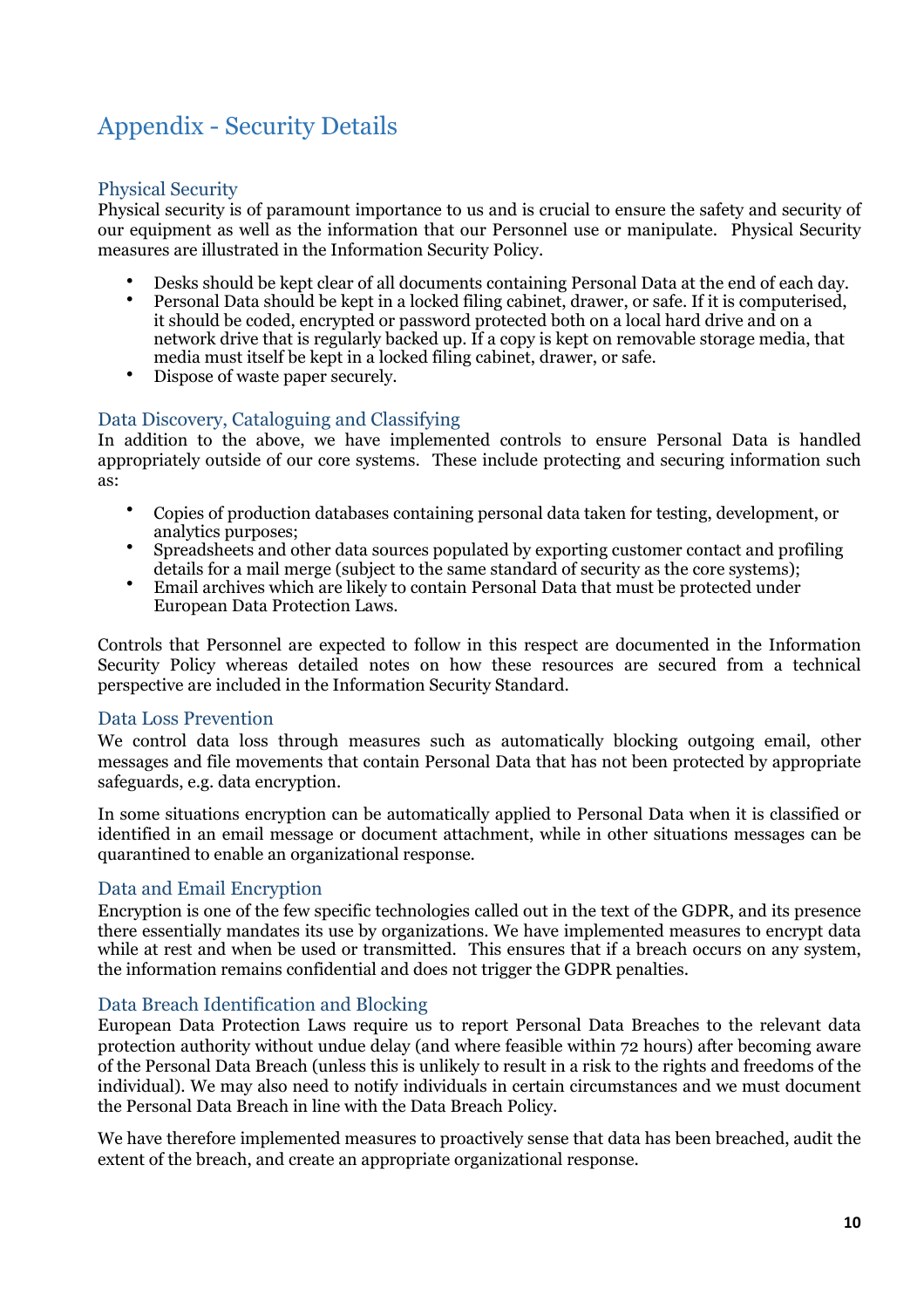# Appendix - Security Details

## Physical Security

Physical security is of paramount importance to us and is crucial to ensure the safety and security of our equipment as well as the information that our Personnel use or manipulate. Physical Security measures are illustrated in the Information Security Policy.

- Desks should be kept clear of all documents containing Personal Data at the end of each day.
- Personal Data should be kept in a locked filing cabinet, drawer, or safe. If it is computerised, it should be coded, encrypted or password protected both on a local hard drive and on a network drive that is regularly backed up. If a copy is kept on removable storage media, that media must itself be kept in a locked filing cabinet, drawer, or safe.
- Dispose of waste paper securely.

## Data Discovery, Cataloguing and Classifying

In addition to the above, we have implemented controls to ensure Personal Data is handled appropriately outside of our core systems. These include protecting and securing information such as:

- Copies of production databases containing personal data taken for testing, development, or analytics purposes;
- Spreadsheets and other data sources populated by exporting customer contact and profiling details for a mail merge (subject to the same standard of security as the core systems);
- Email archives which are likely to contain Personal Data that must be protected under European Data Protection Laws.

Controls that Personnel are expected to follow in this respect are documented in the Information Security Policy whereas detailed notes on how these resources are secured from a technical perspective are included in the Information Security Standard.

## Data Loss Prevention

We control data loss through measures such as automatically blocking outgoing email, other messages and file movements that contain Personal Data that has not been protected by appropriate safeguards, e.g. data encryption.

In some situations encryption can be automatically applied to Personal Data when it is classified or identified in an email message or document attachment, while in other situations messages can be quarantined to enable an organizational response.

## Data and Email Encryption

Encryption is one of the few specific technologies called out in the text of the GDPR, and its presence there essentially mandates its use by organizations. We have implemented measures to encrypt data while at rest and when be used or transmitted. This ensures that if a breach occurs on any system, the information remains confidential and does not trigger the GDPR penalties.

## Data Breach Identification and Blocking

European Data Protection Laws require us to report Personal Data Breaches to the relevant data protection authority without undue delay (and where feasible within 72 hours) after becoming aware of the Personal Data Breach (unless this is unlikely to result in a risk to the rights and freedoms of the individual). We may also need to notify individuals in certain circumstances and we must document the Personal Data Breach in line with the Data Breach Policy.

We have therefore implemented measures to proactively sense that data has been breached, audit the extent of the breach, and create an appropriate organizational response.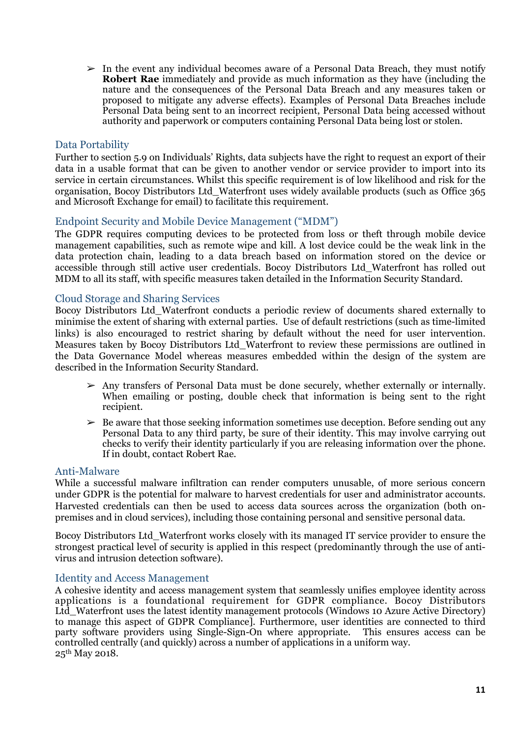- In the event any individual becomes aware of a Personal Data Breach, they must notify **Robert Rae** immediately and provide as much information as they have (including the nature and the consequences of the Personal Data Breach and any measures taken or proposed to mitigate any adverse effects). Examples of Personal Data Breaches include Personal Data being sent to an incorrect recipient, Personal Data being accessed without authority and paperwork or computers containing Personal Data being lost or stolen.

### Data Portability

Further to section 5.9 on Individuals' Rights, data subjects have the right to request an export of their data in a usable format that can be given to another vendor or service provider to import into its service in certain circumstances. Whilst this specific requirement is of low likelihood and risk for the organisation, Bocoy Distributors Ltd_Waterfront uses widely available products (such as Office 365 and Microsoft Exchange for email) to facilitate this requirement.

### Endpoint Security and Mobile Device Management ("MDM")

The GDPR requires computing devices to be protected from loss or theft through mobile device management capabilities, such as remote wipe and kill. A lost device could be the weak link in the data protection chain, leading to a data breach based on information stored on the device or accessible through still active user credentials. Bocoy Distributors Ltd_Waterfront has rolled out MDM to all its staff, with specific measures taken detailed in the Information Security Standard.

### Cloud Storage and Sharing Services

Bocoy Distributors Ltd_Waterfront conducts a periodic review of documents shared externally to minimise the extent of sharing with external parties. Use of default restrictions (such as time-limited links) is also encouraged to restrict sharing by default without the need for user intervention. Measures taken by Bocoy Distributors Ltd_Waterfront to review these permissions are outlined in the Data Governance Model whereas measures embedded within the design of the system are described in the Information Security Standard.

- Any transfers of Personal Data must be done securely, whether externally or internally. When emailing or posting, double check that information is being sent to the right recipient.
- Be aware that those seeking information sometimes use deception. Before sending out any Personal Data to any third party, be sure of their identity. This may involve carrying out checks to verify their identity particularly if you are releasing information over the phone. If in doubt, contact Robert Rae.

### Anti-Malware

While a successful malware infiltration can render computers unusable, of more serious concern under GDPR is the potential for malware to harvest credentials for user and administrator accounts. Harvested credentials can then be used to access data sources across the organization (both on-premises and in cloud services), including those containing personal and sensitive personal data.

Bocoy Distributors Ltd_Waterfront works closely with its managed IT service provider to ensure the strongest practical level of security is applied in this respect (predominantly through the use of anti-virus and intrusion detection software).

### Identity and Access Management

A cohesive identity and access management system that seamlessly unifies employee identity across applications is a foundational requirement for GDPR compliance. Bocoy Distributors Ltd_Waterfront uses the latest identity management protocols (Windows 10 Azure Active Directory) to manage this aspect of GDPR Compliance]. Furthermore, user identities are connected to third party software providers using Single-Sign-On where appropriate. This ensures access can be controlled centrally (and quickly) across a number of applications in a uniform way.
25th May 2018.